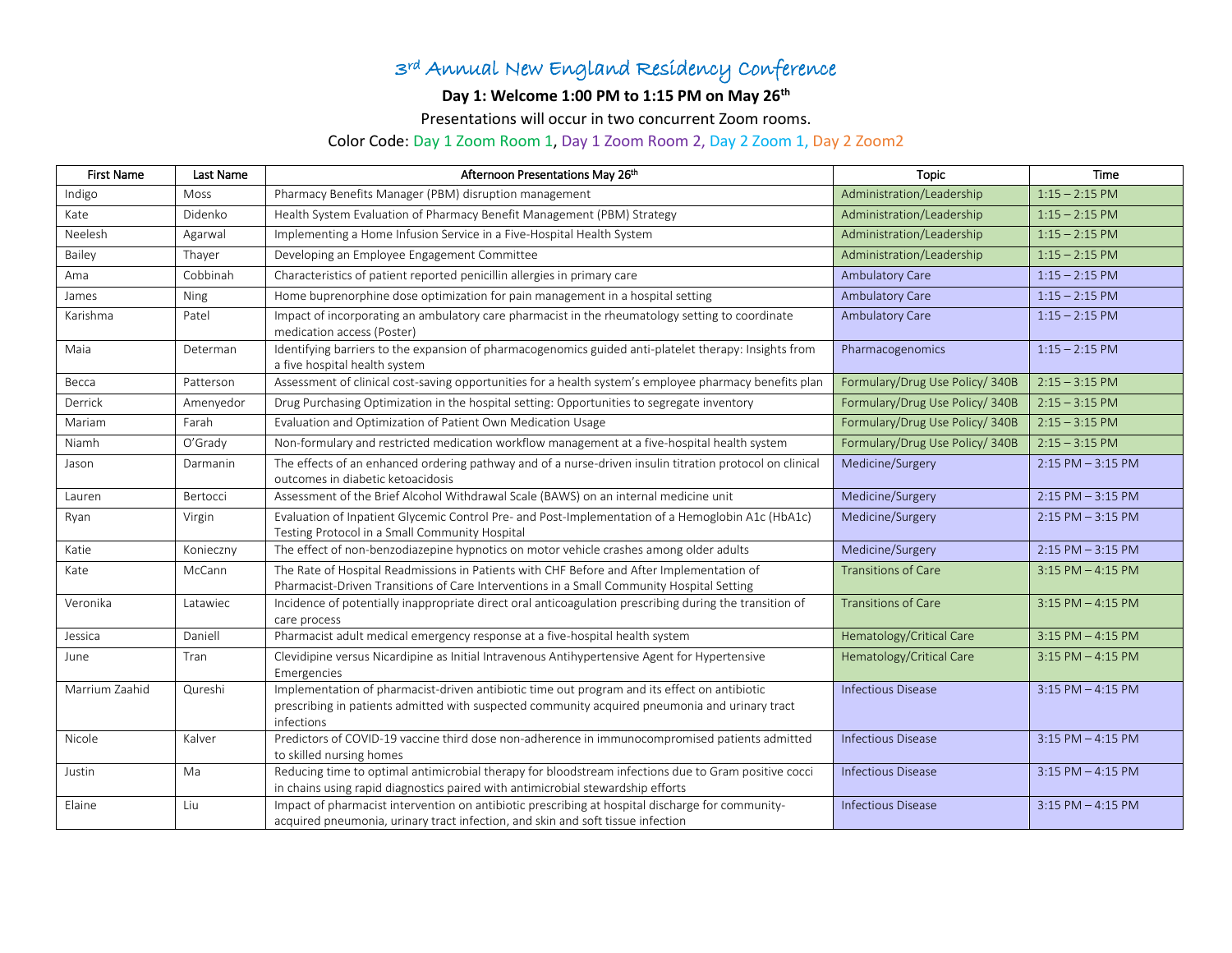# 3rd Annual New England Residency Conference

**Day 1: Welcome 1:00 PM to 1:15 PM on May 26th**

Presentations will occur in two concurrent Zoom rooms.

Color Code: Day 1 Zoom Room 1, Day 1 Zoom Room 2, Day 2 Zoom 1, Day 2 Zoom2

| First Name | Last Name | Afternoon Presentations May 26th | Topic | Time |
|---|---|---|---|---|
| Indigo | Moss | Pharmacy Benefits Manager (PBM) disruption management | Administration/Leadership | 1:15 – 2:15 PM |
| Kate | Didenko | Health System Evaluation of Pharmacy Benefit Management (PBM) Strategy | Administration/Leadership | 1:15 – 2:15 PM |
| Neelesh | Agarwal | Implementing a Home Infusion Service in a Five-Hospital Health System | Administration/Leadership | 1:15 – 2:15 PM |
| Bailey | Thayer | Developing an Employee Engagement Committee | Administration/Leadership | 1:15 – 2:15 PM |
| Ama | Cobbinah | Characteristics of patient reported penicillin allergies in primary care | Ambulatory Care | 1:15 – 2:15 PM |
| James | Ning | Home buprenorphine dose optimization for pain management in a hospital setting | Ambulatory Care | 1:15 – 2:15 PM |
| Karishma | Patel | Impact of incorporating an ambulatory care pharmacist in the rheumatology setting to coordinate medication access (Poster) | Ambulatory Care | 1:15 – 2:15 PM |
| Maia | Determan | Identifying barriers to the expansion of pharmacogenomics guided anti-platelet therapy: Insights from a five hospital health system | Pharmacogenomics | 1:15 – 2:15 PM |
| Becca | Patterson | Assessment of clinical cost-saving opportunities for a health system's employee pharmacy benefits plan | Formulary/Drug Use Policy/ 340B | 2:15 – 3:15 PM |
| Derrick | Amenyedor | Drug Purchasing Optimization in the hospital setting: Opportunities to segregate inventory | Formulary/Drug Use Policy/ 340B | 2:15 – 3:15 PM |
| Mariam | Farah | Evaluation and Optimization of Patient Own Medication Usage | Formulary/Drug Use Policy/ 340B | 2:15 – 3:15 PM |
| Niamh | O'Grady | Non-formulary and restricted medication workflow management at a five-hospital health system | Formulary/Drug Use Policy/ 340B | 2:15 – 3:15 PM |
| Jason | Darmanin | The effects of an enhanced ordering pathway and of a nurse-driven insulin titration protocol on clinical outcomes in diabetic ketoacidosis | Medicine/Surgery | 2:15 PM – 3:15 PM |
| Lauren | Bertocci | Assessment of the Brief Alcohol Withdrawal Scale (BAWS) on an internal medicine unit | Medicine/Surgery | 2:15 PM – 3:15 PM |
| Ryan | Virgin | Evaluation of Inpatient Glycemic Control Pre- and Post-Implementation of a Hemoglobin A1c (HbA1c) Testing Protocol in a Small Community Hospital | Medicine/Surgery | 2:15 PM – 3:15 PM |
| Katie | Konieczny | The effect of non-benzodiazepine hypnotics on motor vehicle crashes among older adults | Medicine/Surgery | 2:15 PM – 3:15 PM |
| Kate | McCann | The Rate of Hospital Readmissions in Patients with CHF Before and After Implementation of Pharmacist-Driven Transitions of Care Interventions in a Small Community Hospital Setting | Transitions of Care | 3:15 PM – 4:15 PM |
| Veronika | Latawiec | Incidence of potentially inappropriate direct oral anticoagulation prescribing during the transition of care process | Transitions of Care | 3:15 PM – 4:15 PM |
| Jessica | Daniell | Pharmacist adult medical emergency response at a five-hospital health system | Hematology/Critical Care | 3:15 PM – 4:15 PM |
| June | Tran | Clevidipine versus Nicardipine as Initial Intravenous Antihypertensive Agent for Hypertensive Emergencies | Hematology/Critical Care | 3:15 PM – 4:15 PM |
| Marrium Zaahid | Qureshi | Implementation of pharmacist-driven antibiotic time out program and its effect on antibiotic prescribing in patients admitted with suspected community acquired pneumonia and urinary tract infections | Infectious Disease | 3:15 PM – 4:15 PM |
| Nicole | Kalver | Predictors of COVID-19 vaccine third dose non-adherence in immunocompromised patients admitted to skilled nursing homes | Infectious Disease | 3:15 PM – 4:15 PM |
| Justin | Ma | Reducing time to optimal antimicrobial therapy for bloodstream infections due to Gram positive cocci in chains using rapid diagnostics paired with antimicrobial stewardship efforts | Infectious Disease | 3:15 PM – 4:15 PM |
| Elaine | Liu | Impact of pharmacist intervention on antibiotic prescribing at hospital discharge for community-acquired pneumonia, urinary tract infection, and skin and soft tissue infection | Infectious Disease | 3:15 PM – 4:15 PM |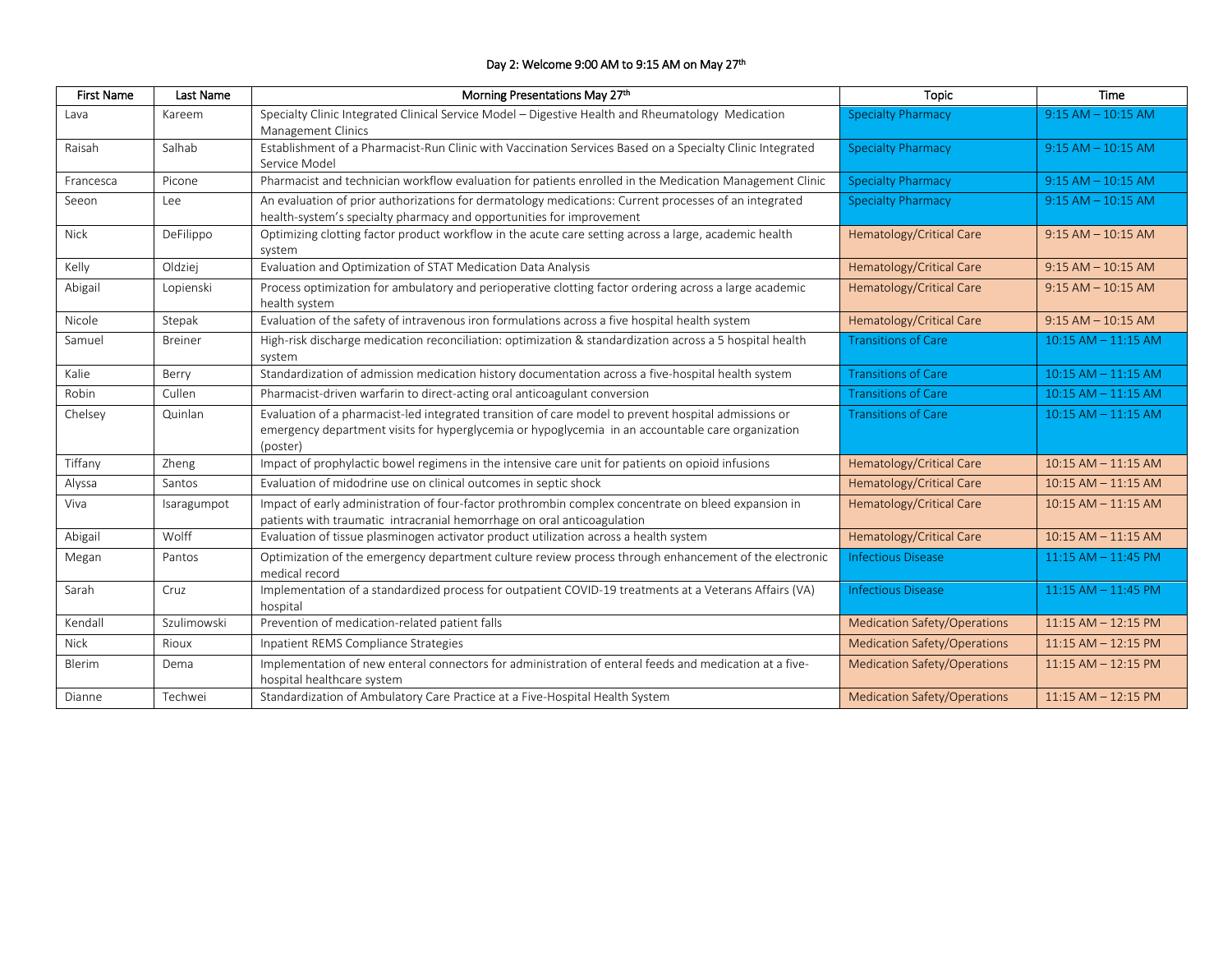Day 2: Welcome 9:00 AM to 9:15 AM on May 27th

| First Name | Last Name | Morning Presentations May 27th | Topic | Time |
|---|---|---|---|---|
| Lava | Kareem | Specialty Clinic Integrated Clinical Service Model – Digestive Health and Rheumatology Medication Management Clinics | Specialty Pharmacy | 9:15 AM – 10:15 AM |
| Raisah | Salhab | Establishment of a Pharmacist-Run Clinic with Vaccination Services Based on a Specialty Clinic Integrated Service Model | Specialty Pharmacy | 9:15 AM – 10:15 AM |
| Francesca | Picone | Pharmacist and technician workflow evaluation for patients enrolled in the Medication Management Clinic | Specialty Pharmacy | 9:15 AM – 10:15 AM |
| Seeon | Lee | An evaluation of prior authorizations for dermatology medications: Current processes of an integrated health-system's specialty pharmacy and opportunities for improvement | Specialty Pharmacy | 9:15 AM – 10:15 AM |
| Nick | DeFilippo | Optimizing clotting factor product workflow in the acute care setting across a large, academic health system | Hematology/Critical Care | 9:15 AM – 10:15 AM |
| Kelly | Oldziej | Evaluation and Optimization of STAT Medication Data Analysis | Hematology/Critical Care | 9:15 AM – 10:15 AM |
| Abigail | Lopienski | Process optimization for ambulatory and perioperative clotting factor ordering across a large academic health system | Hematology/Critical Care | 9:15 AM – 10:15 AM |
| Nicole | Stepak | Evaluation of the safety of intravenous iron formulations across a five hospital health system | Hematology/Critical Care | 9:15 AM – 10:15 AM |
| Samuel | Breiner | High-risk discharge medication reconciliation: optimization & standardization across a 5 hospital health system | Transitions of Care | 10:15 AM – 11:15 AM |
| Kalie | Berry | Standardization of admission medication history documentation across a five-hospital health system | Transitions of Care | 10:15 AM – 11:15 AM |
| Robin | Cullen | Pharmacist-driven warfarin to direct-acting oral anticoagulant conversion | Transitions of Care | 10:15 AM – 11:15 AM |
| Chelsey | Quinlan | Evaluation of a pharmacist-led integrated transition of care model to prevent hospital admissions or emergency department visits for hyperglycemia or hypoglycemia in an accountable care organization (poster) | Transitions of Care | 10:15 AM – 11:15 AM |
| Tiffany | Zheng | Impact of prophylactic bowel regimens in the intensive care unit for patients on opioid infusions | Hematology/Critical Care | 10:15 AM – 11:15 AM |
| Alyssa | Santos | Evaluation of midodrine use on clinical outcomes in septic shock | Hematology/Critical Care | 10:15 AM – 11:15 AM |
| Viva | Isaragumpot | Impact of early administration of four-factor prothrombin complex concentrate on bleed expansion in patients with traumatic intracranial hemorrhage on oral anticoagulation | Hematology/Critical Care | 10:15 AM – 11:15 AM |
| Abigail | Wolff | Evaluation of tissue plasminogen activator product utilization across a health system | Hematology/Critical Care | 10:15 AM – 11:15 AM |
| Megan | Pantos | Optimization of the emergency department culture review process through enhancement of the electronic medical record | Infectious Disease | 11:15 AM – 11:45 PM |
| Sarah | Cruz | Implementation of a standardized process for outpatient COVID-19 treatments at a Veterans Affairs (VA) hospital | Infectious Disease | 11:15 AM – 11:45 PM |
| Kendall | Szulimowski | Prevention of medication-related patient falls | Medication Safety/Operations | 11:15 AM – 12:15 PM |
| Nick | Rioux | Inpatient REMS Compliance Strategies | Medication Safety/Operations | 11:15 AM – 12:15 PM |
| Blerim | Dema | Implementation of new enteral connectors for administration of enteral feeds and medication at a five-hospital healthcare system | Medication Safety/Operations | 11:15 AM – 12:15 PM |
| Dianne | Techwei | Standardization of Ambulatory Care Practice at a Five-Hospital Health System | Medication Safety/Operations | 11:15 AM – 12:15 PM |